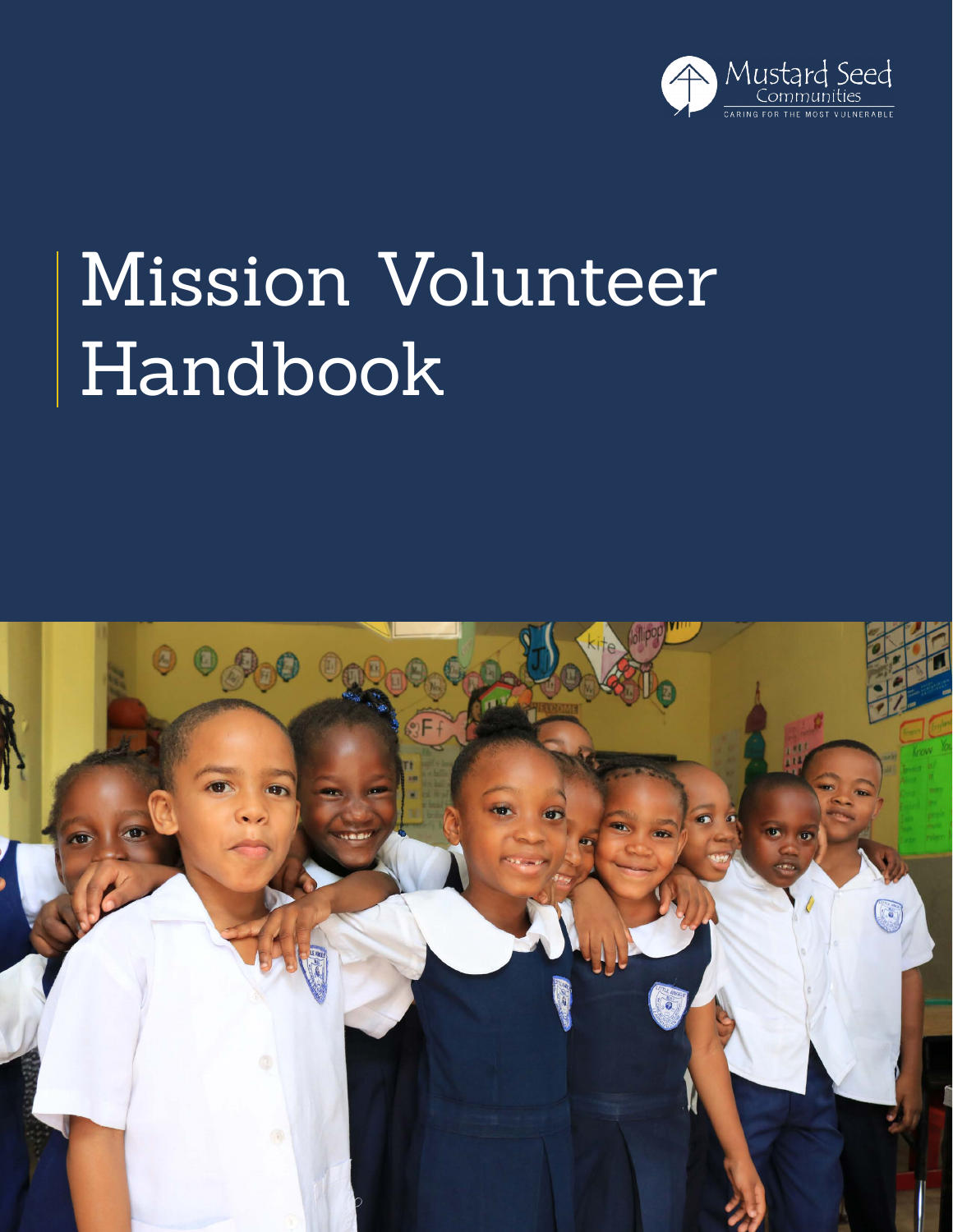Mustard Seed Communities

CARING FOR THE MOST VULNERABLE

# Mission Volunteer Handbook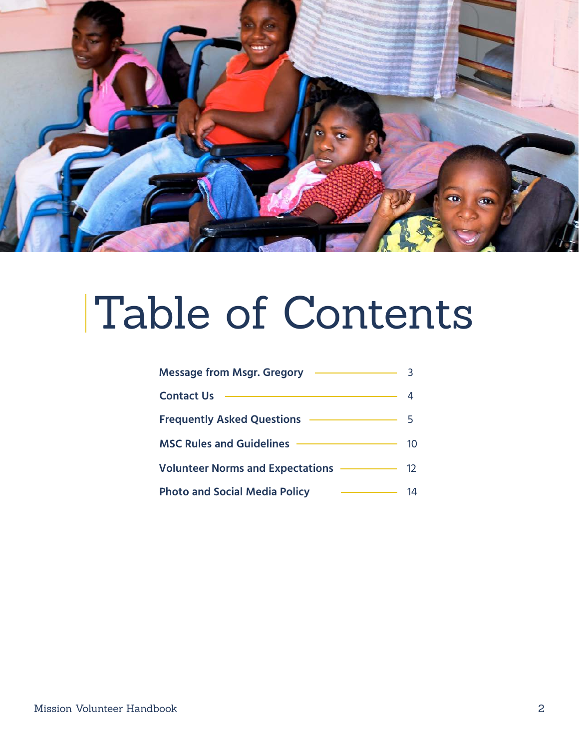# Table of Contents

| | |
|---|---|
| Message from Msgr. Gregory | 3 |
| Contact Us | 4 |
| Frequently Asked Questions | 5 |
| MSC Rules and Guidelines | 10 |
| Volunteer Norms and Expectations | 12 |
| Photo and Social Media Policy | 14 |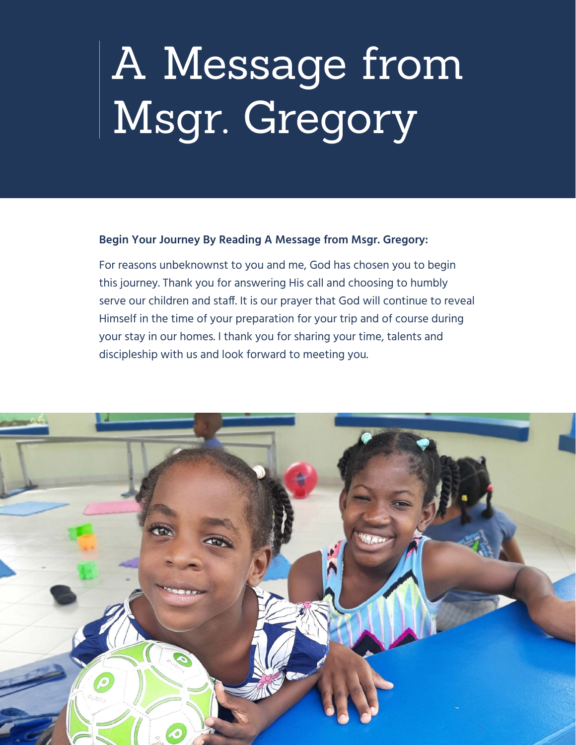# A Message from Msgr. Gregory

**Begin Your Journey By Reading A Message from Msgr. Gregory:**

For reasons unbeknownst to you and me, God has chosen you to begin this journey. Thank you for answering His call and choosing to humbly serve our children and staff. It is our prayer that God will continue to reveal Himself in the time of your preparation for your trip and of course during your stay in our homes. I thank you for sharing your time, talents and discipleship with us and look forward to meeting you.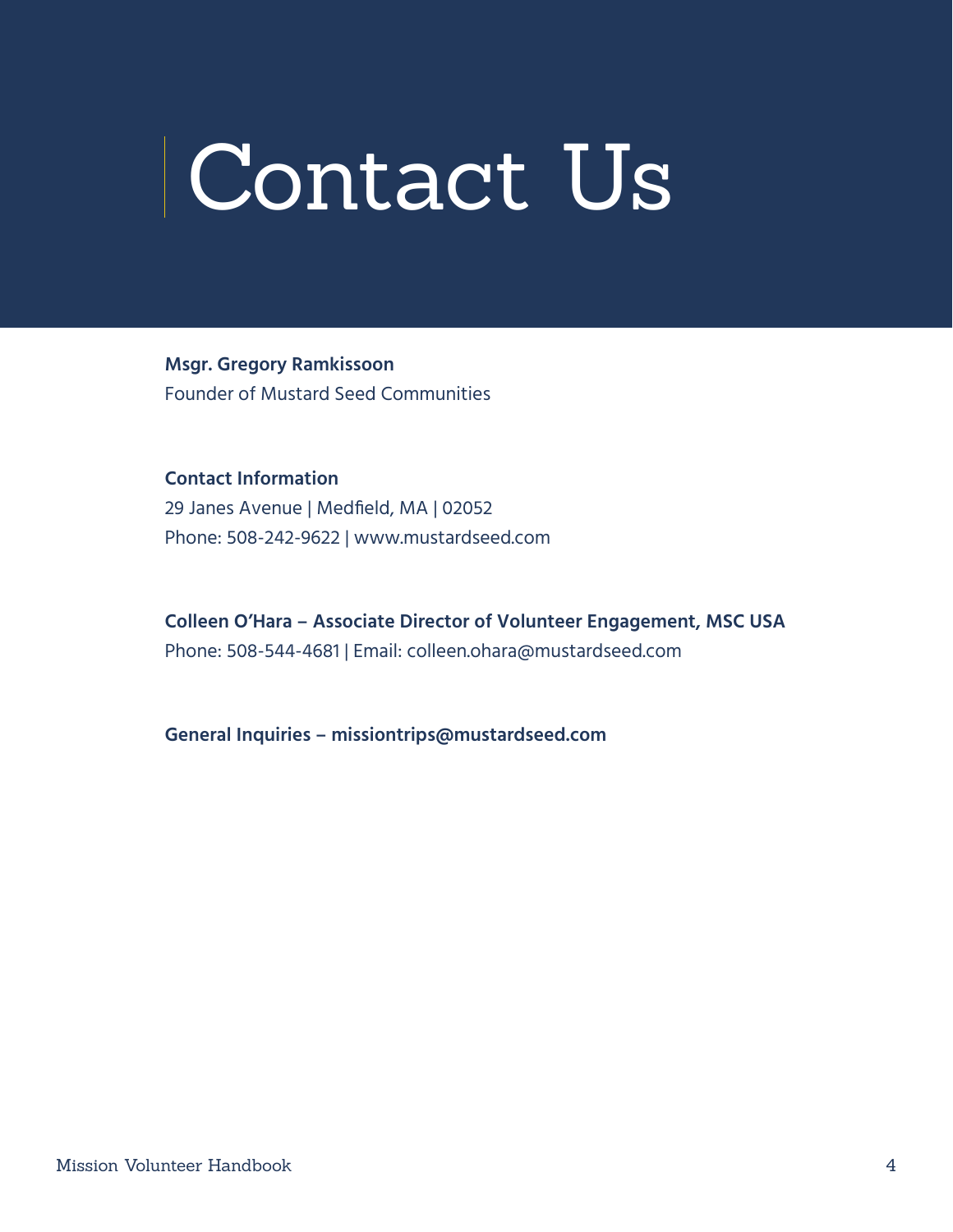# Contact Us

**Msgr. Gregory Ramkissoon**
Founder of Mustard Seed Communities

**Contact Information**
29 Janes Avenue | Medfield, MA | 02052
Phone: 508-242-9622 | www.mustardseed.com

**Colleen O'Hara – Associate Director of Volunteer Engagement, MSC USA**
Phone: 508-544-4681 | Email: colleen.ohara@mustardseed.com

**General Inquiries – missiontrips@mustardseed.com**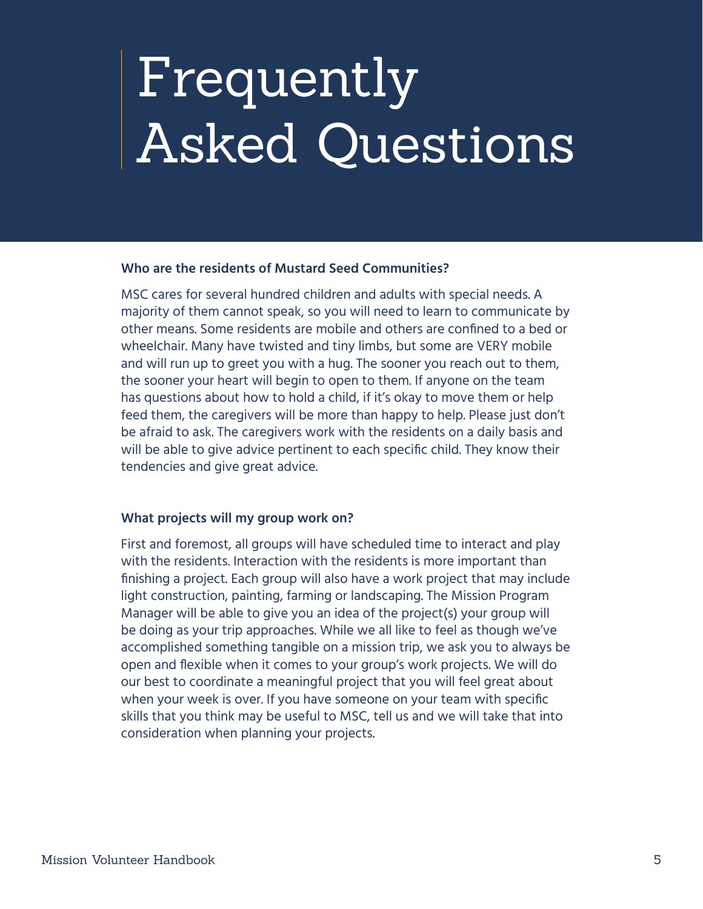# Frequently Asked Questions

**Who are the residents of Mustard Seed Communities?**

MSC cares for several hundred children and adults with special needs. A majority of them cannot speak, so you will need to learn to communicate by other means. Some residents are mobile and others are confined to a bed or wheelchair. Many have twisted and tiny limbs, but some are VERY mobile and will run up to greet you with a hug. The sooner you reach out to them, the sooner your heart will begin to open to them. If anyone on the team has questions about how to hold a child, if it's okay to move them or help feed them, the caregivers will be more than happy to help. Please just don't be afraid to ask. The caregivers work with the residents on a daily basis and will be able to give advice pertinent to each specific child. They know their tendencies and give great advice.

**What projects will my group work on?**

First and foremost, all groups will have scheduled time to interact and play with the residents. Interaction with the residents is more important than finishing a project. Each group will also have a work project that may include light construction, painting, farming or landscaping. The Mission Program Manager will be able to give you an idea of the project(s) your group will be doing as your trip approaches. While we all like to feel as though we've accomplished something tangible on a mission trip, we ask you to always be open and flexible when it comes to your group's work projects. We will do our best to coordinate a meaningful project that you will feel great about when your week is over. If you have someone on your team with specific skills that you think may be useful to MSC, tell us and we will take that into consideration when planning your projects.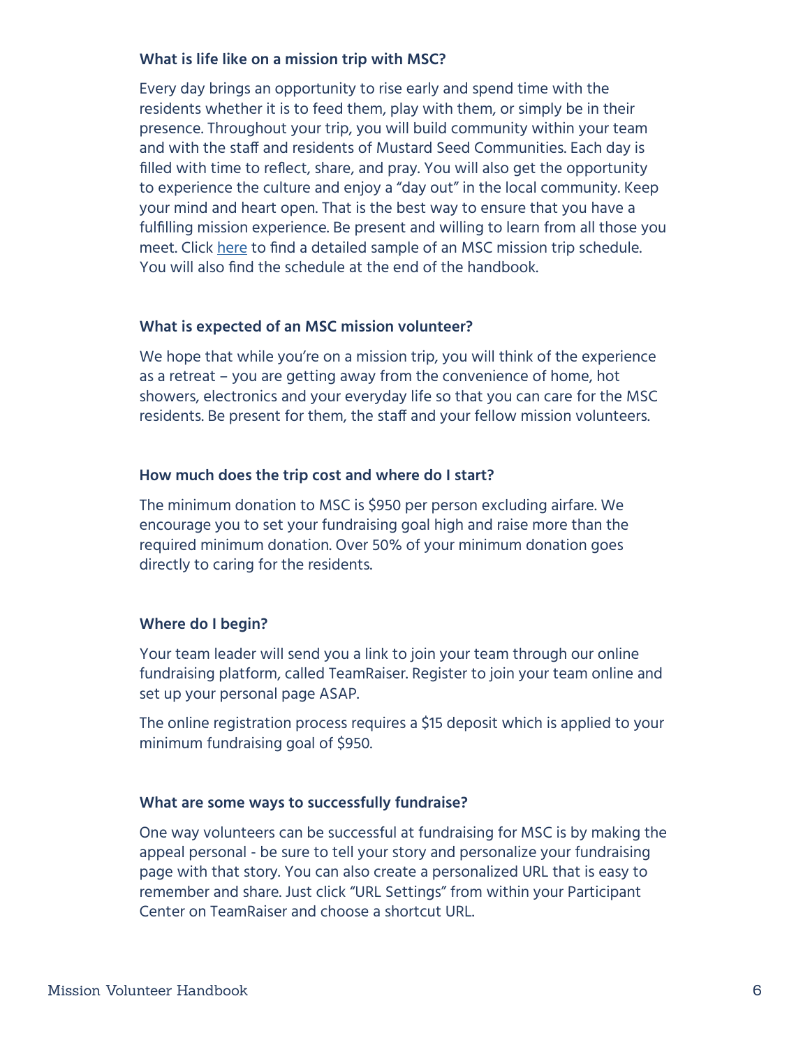### What is life like on a mission trip with MSC?

Every day brings an opportunity to rise early and spend time with the residents whether it is to feed them, play with them, or simply be in their presence. Throughout your trip, you will build community within your team and with the staff and residents of Mustard Seed Communities. Each day is filled with time to reflect, share, and pray. You will also get the opportunity to experience the culture and enjoy a "day out" in the local community. Keep your mind and heart open. That is the best way to ensure that you have a fulfilling mission experience. Be present and willing to learn from all those you meet. Click here to find a detailed sample of an MSC mission trip schedule. You will also find the schedule at the end of the handbook.

### What is expected of an MSC mission volunteer?

We hope that while you're on a mission trip, you will think of the experience as a retreat – you are getting away from the convenience of home, hot showers, electronics and your everyday life so that you can care for the MSC residents. Be present for them, the staff and your fellow mission volunteers.

### How much does the trip cost and where do I start?

The minimum donation to MSC is $950 per person excluding airfare. We encourage you to set your fundraising goal high and raise more than the required minimum donation. Over 50% of your minimum donation goes directly to caring for the residents.

### Where do I begin?

Your team leader will send you a link to join your team through our online fundraising platform, called TeamRaiser. Register to join your team online and set up your personal page ASAP.

The online registration process requires a $15 deposit which is applied to your minimum fundraising goal of $950.

### What are some ways to successfully fundraise?

One way volunteers can be successful at fundraising for MSC is by making the appeal personal - be sure to tell your story and personalize your fundraising page with that story. You can also create a personalized URL that is easy to remember and share. Just click "URL Settings" from within your Participant Center on TeamRaiser and choose a shortcut URL.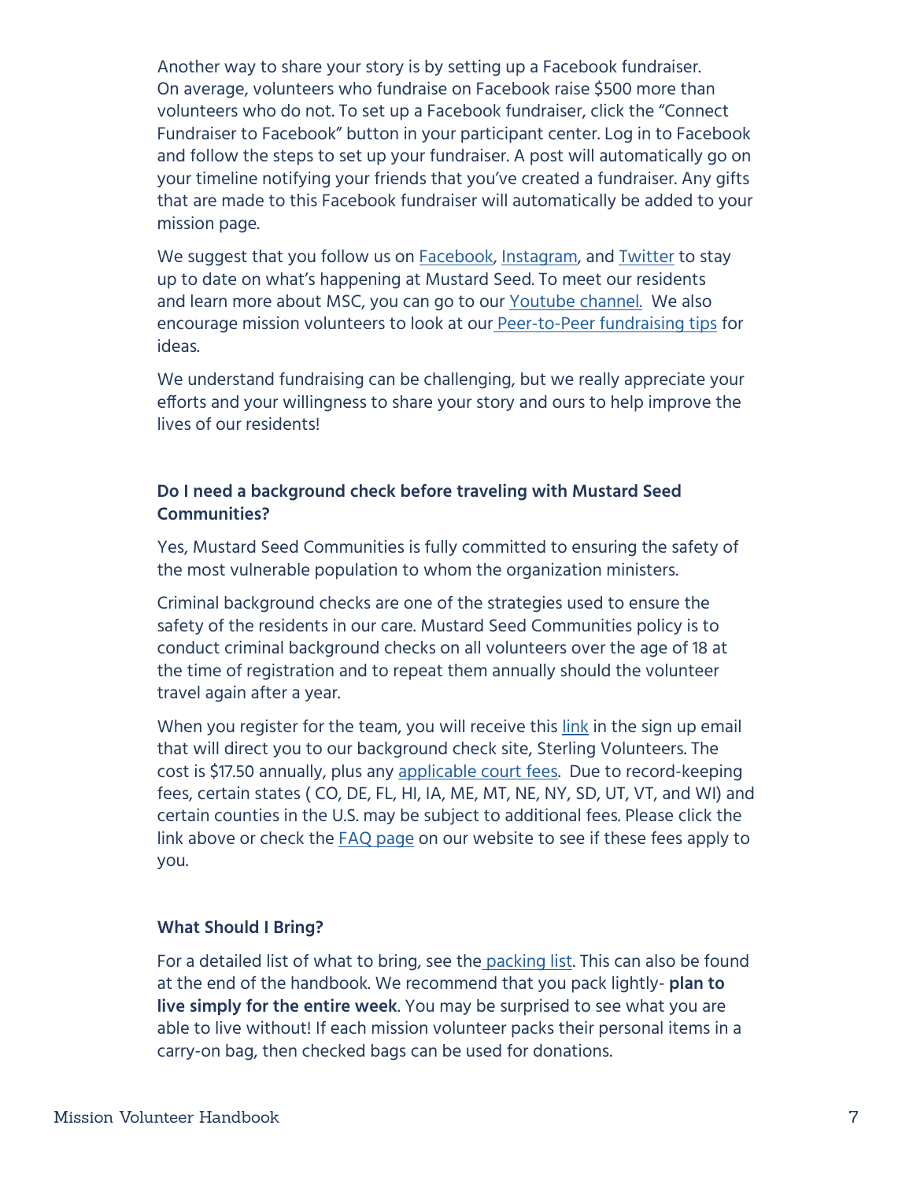Another way to share your story is by setting up a Facebook fundraiser. On average, volunteers who fundraise on Facebook raise $500 more than volunteers who do not. To set up a Facebook fundraiser, click the "Connect Fundraiser to Facebook" button in your participant center. Log in to Facebook and follow the steps to set up your fundraiser. A post will automatically go on your timeline notifying your friends that you've created a fundraiser. Any gifts that are made to this Facebook fundraiser will automatically be added to your mission page.

We suggest that you follow us on Facebook, Instagram, and Twitter to stay up to date on what's happening at Mustard Seed. To meet our residents and learn more about MSC, you can go to our Youtube channel. We also encourage mission volunteers to look at our Peer-to-Peer fundraising tips for ideas.

We understand fundraising can be challenging, but we really appreciate your efforts and your willingness to share your story and ours to help improve the lives of our residents!

### Do I need a background check before traveling with Mustard Seed Communities?

Yes, Mustard Seed Communities is fully committed to ensuring the safety of the most vulnerable population to whom the organization ministers.

Criminal background checks are one of the strategies used to ensure the safety of the residents in our care. Mustard Seed Communities policy is to conduct criminal background checks on all volunteers over the age of 18 at the time of registration and to repeat them annually should the volunteer travel again after a year.

When you register for the team, you will receive this link in the sign up email that will direct you to our background check site, Sterling Volunteers. The cost is $17.50 annually, plus any applicable court fees. Due to record-keeping fees, certain states ( CO, DE, FL, HI, IA, ME, MT, NE, NY, SD, UT, VT, and WI) and certain counties in the U.S. may be subject to additional fees. Please click the link above or check the FAQ page on our website to see if these fees apply to you.

### What Should I Bring?

For a detailed list of what to bring, see the packing list. This can also be found at the end of the handbook. We recommend that you pack lightly- **plan to live simply for the entire week**. You may be surprised to see what you are able to live without! If each mission volunteer packs their personal items in a carry-on bag, then checked bags can be used for donations.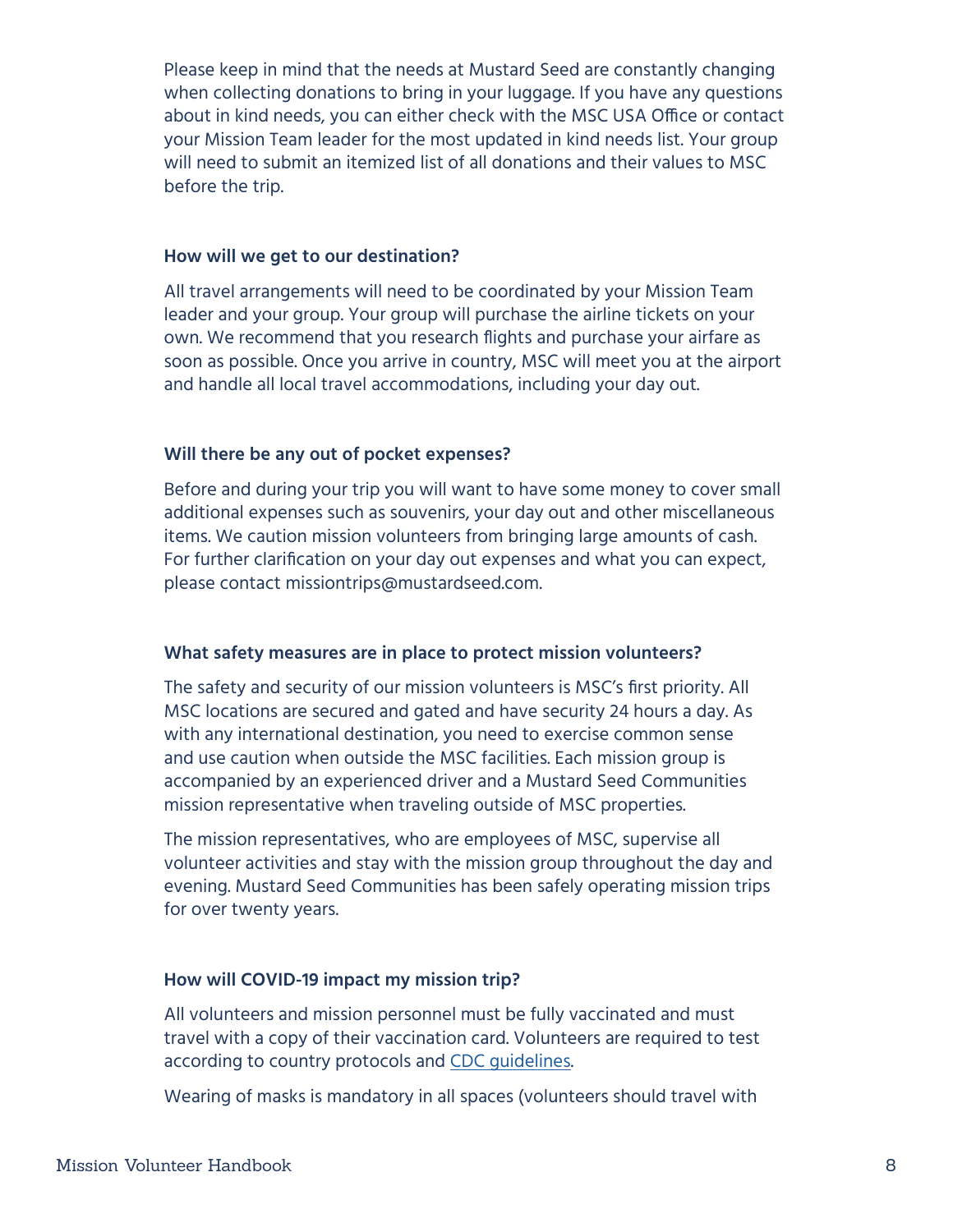Please keep in mind that the needs at Mustard Seed are constantly changing when collecting donations to bring in your luggage. If you have any questions about in kind needs, you can either check with the MSC USA Office or contact your Mission Team leader for the most updated in kind needs list. Your group will need to submit an itemized list of all donations and their values to MSC before the trip.

**How will we get to our destination?**

All travel arrangements will need to be coordinated by your Mission Team leader and your group. Your group will purchase the airline tickets on your own. We recommend that you research flights and purchase your airfare as soon as possible. Once you arrive in country, MSC will meet you at the airport and handle all local travel accommodations, including your day out.

**Will there be any out of pocket expenses?**

Before and during your trip you will want to have some money to cover small additional expenses such as souvenirs, your day out and other miscellaneous items. We caution mission volunteers from bringing large amounts of cash. For further clarification on your day out expenses and what you can expect, please contact missiontrips@mustardseed.com.

**What safety measures are in place to protect mission volunteers?**

The safety and security of our mission volunteers is MSC's first priority. All MSC locations are secured and gated and have security 24 hours a day. As with any international destination, you need to exercise common sense and use caution when outside the MSC facilities. Each mission group is accompanied by an experienced driver and a Mustard Seed Communities mission representative when traveling outside of MSC properties.

The mission representatives, who are employees of MSC, supervise all volunteer activities and stay with the mission group throughout the day and evening. Mustard Seed Communities has been safely operating mission trips for over twenty years.

**How will COVID-19 impact my mission trip?**

All volunteers and mission personnel must be fully vaccinated and must travel with a copy of their vaccination card. Volunteers are required to test according to country protocols and CDC guidelines.

Wearing of masks is mandatory in all spaces (volunteers should travel with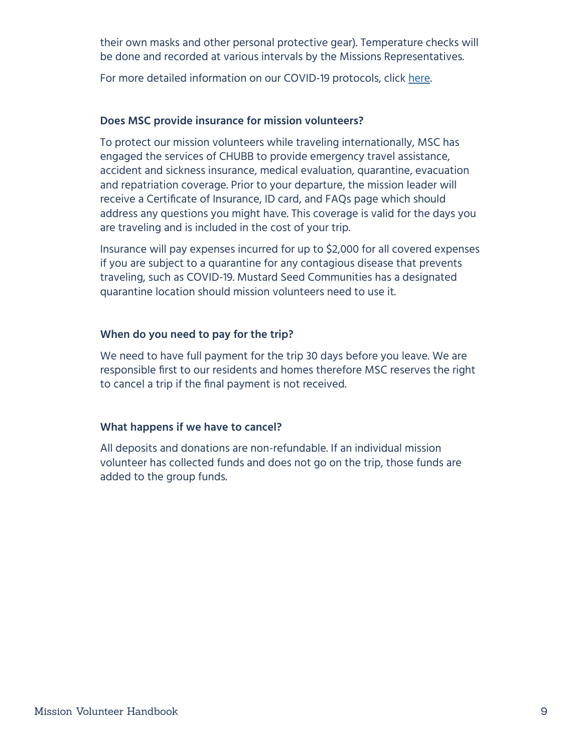their own masks and other personal protective gear). Temperature checks will be done and recorded at various intervals by the Missions Representatives.

For more detailed information on our COVID-19 protocols, click here.

**Does MSC provide insurance for mission volunteers?**

To protect our mission volunteers while traveling internationally, MSC has engaged the services of CHUBB to provide emergency travel assistance, accident and sickness insurance, medical evaluation, quarantine, evacuation and repatriation coverage. Prior to your departure, the mission leader will receive a Certificate of Insurance, ID card, and FAQs page which should address any questions you might have. This coverage is valid for the days you are traveling and is included in the cost of your trip.

Insurance will pay expenses incurred for up to $2,000 for all covered expenses if you are subject to a quarantine for any contagious disease that prevents traveling, such as COVID-19. Mustard Seed Communities has a designated quarantine location should mission volunteers need to use it.

**When do you need to pay for the trip?**

We need to have full payment for the trip 30 days before you leave. We are responsible first to our residents and homes therefore MSC reserves the right to cancel a trip if the final payment is not received.

**What happens if we have to cancel?**

All deposits and donations are non-refundable. If an individual mission volunteer has collected funds and does not go on the trip, those funds are added to the group funds.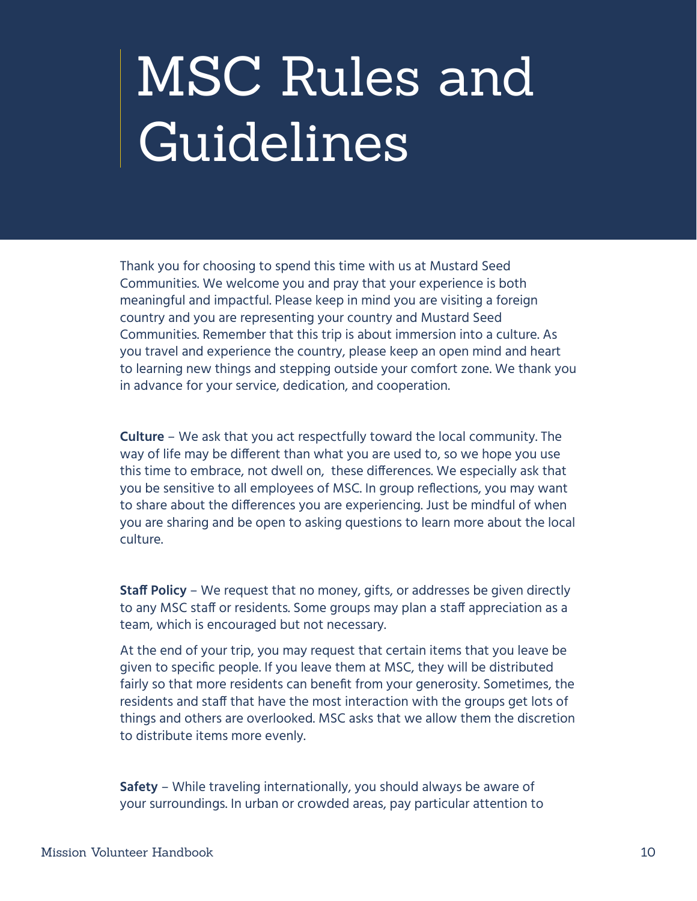# MSC Rules and Guidelines

Thank you for choosing to spend this time with us at Mustard Seed Communities. We welcome you and pray that your experience is both meaningful and impactful. Please keep in mind you are visiting a foreign country and you are representing your country and Mustard Seed Communities. Remember that this trip is about immersion into a culture. As you travel and experience the country, please keep an open mind and heart to learning new things and stepping outside your comfort zone. We thank you in advance for your service, dedication, and cooperation.

**Culture** – We ask that you act respectfully toward the local community. The way of life may be different than what you are used to, so we hope you use this time to embrace, not dwell on, these differences. We especially ask that you be sensitive to all employees of MSC. In group reflections, you may want to share about the differences you are experiencing. Just be mindful of when you are sharing and be open to asking questions to learn more about the local culture.

**Staff Policy** – We request that no money, gifts, or addresses be given directly to any MSC staff or residents. Some groups may plan a staff appreciation as a team, which is encouraged but not necessary.

At the end of your trip, you may request that certain items that you leave be given to specific people. If you leave them at MSC, they will be distributed fairly so that more residents can benefit from your generosity. Sometimes, the residents and staff that have the most interaction with the groups get lots of things and others are overlooked. MSC asks that we allow them the discretion to distribute items more evenly.

**Safety** – While traveling internationally, you should always be aware of your surroundings. In urban or crowded areas, pay particular attention to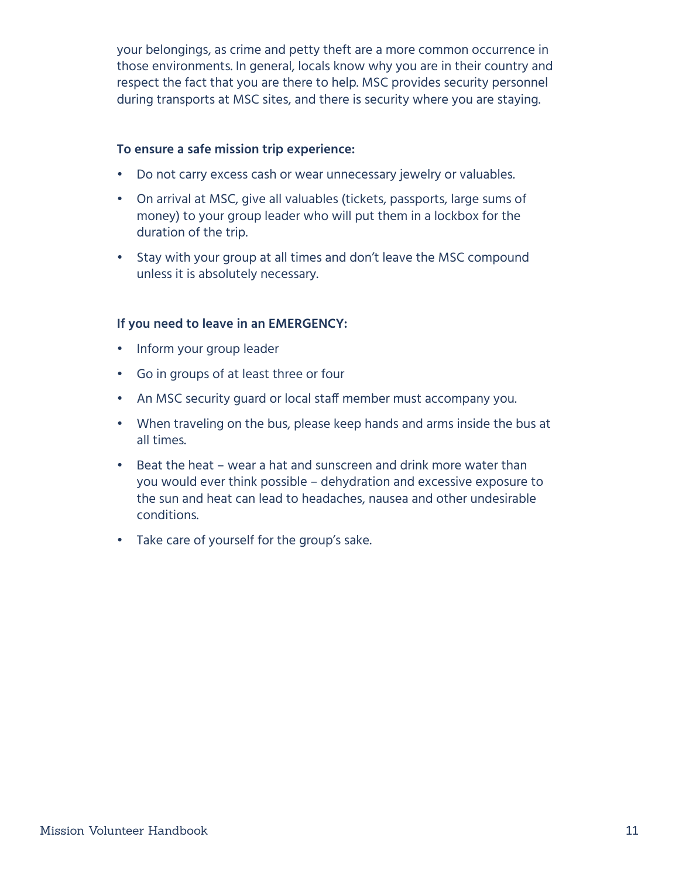your belongings, as crime and petty theft are a more common occurrence in those environments. In general, locals know why you are in their country and respect the fact that you are there to help. MSC provides security personnel during transports at MSC sites, and there is security where you are staying.

**To ensure a safe mission trip experience:**

- Do not carry excess cash or wear unnecessary jewelry or valuables.
- On arrival at MSC, give all valuables (tickets, passports, large sums of money) to your group leader who will put them in a lockbox for the duration of the trip.
- Stay with your group at all times and don't leave the MSC compound unless it is absolutely necessary.

**If you need to leave in an EMERGENCY:**

- Inform your group leader
- Go in groups of at least three or four
- An MSC security guard or local staff member must accompany you.
- When traveling on the bus, please keep hands and arms inside the bus at all times.
- Beat the heat – wear a hat and sunscreen and drink more water than you would ever think possible – dehydration and excessive exposure to the sun and heat can lead to headaches, nausea and other undesirable conditions.
- Take care of yourself for the group's sake.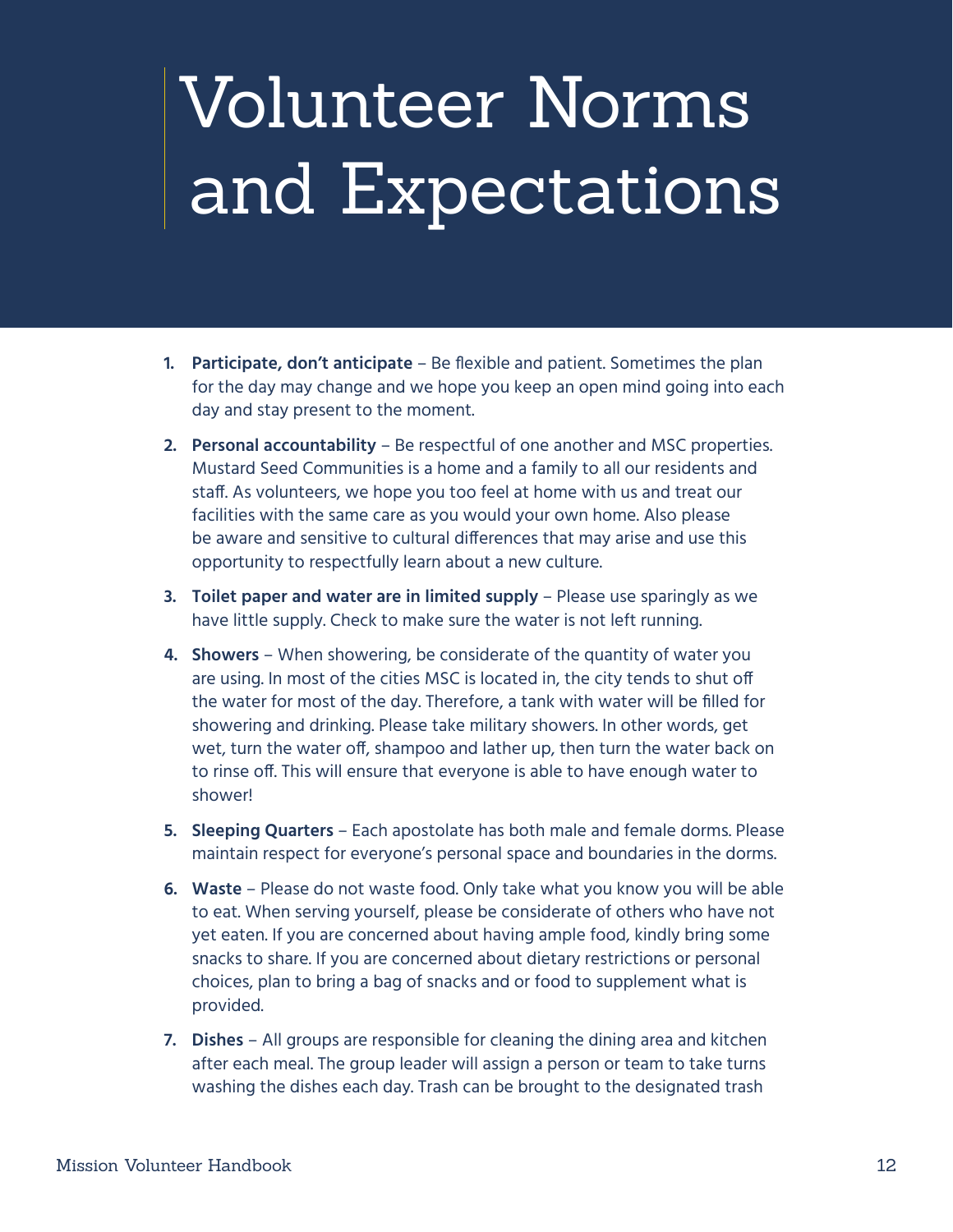# Volunteer Norms and Expectations

1. **Participate, don't anticipate** – Be flexible and patient. Sometimes the plan for the day may change and we hope you keep an open mind going into each day and stay present to the moment.
2. **Personal accountability** – Be respectful of one another and MSC properties. Mustard Seed Communities is a home and a family to all our residents and staff. As volunteers, we hope you too feel at home with us and treat our facilities with the same care as you would your own home. Also please be aware and sensitive to cultural differences that may arise and use this opportunity to respectfully learn about a new culture.
3. **Toilet paper and water are in limited supply** – Please use sparingly as we have little supply. Check to make sure the water is not left running.
4. **Showers** – When showering, be considerate of the quantity of water you are using. In most of the cities MSC is located in, the city tends to shut off the water for most of the day. Therefore, a tank with water will be filled for showering and drinking. Please take military showers. In other words, get wet, turn the water off, shampoo and lather up, then turn the water back on to rinse off. This will ensure that everyone is able to have enough water to shower!
5. **Sleeping Quarters** – Each apostolate has both male and female dorms. Please maintain respect for everyone's personal space and boundaries in the dorms.
6. **Waste** – Please do not waste food. Only take what you know you will be able to eat. When serving yourself, please be considerate of others who have not yet eaten. If you are concerned about having ample food, kindly bring some snacks to share. If you are concerned about dietary restrictions or personal choices, plan to bring a bag of snacks and or food to supplement what is provided.
7. **Dishes** – All groups are responsible for cleaning the dining area and kitchen after each meal. The group leader will assign a person or team to take turns washing the dishes each day. Trash can be brought to the designated trash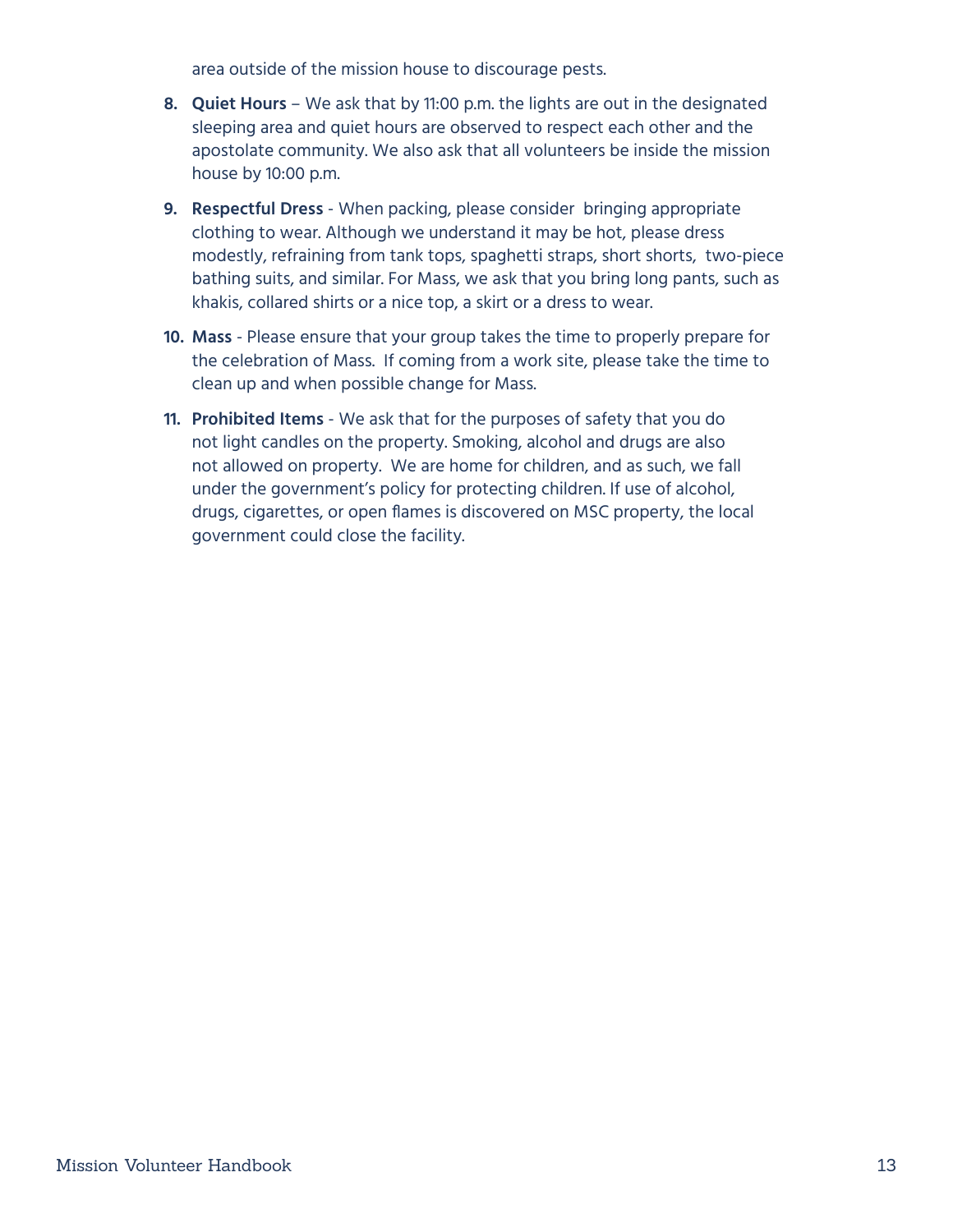area outside of the mission house to discourage pests.

8. **Quiet Hours** – We ask that by 11:00 p.m. the lights are out in the designated sleeping area and quiet hours are observed to respect each other and the apostolate community. We also ask that all volunteers be inside the mission house by 10:00 p.m.

9. **Respectful Dress** - When packing, please consider bringing appropriate clothing to wear. Although we understand it may be hot, please dress modestly, refraining from tank tops, spaghetti straps, short shorts, two-piece bathing suits, and similar. For Mass, we ask that you bring long pants, such as khakis, collared shirts or a nice top, a skirt or a dress to wear.

10. **Mass** - Please ensure that your group takes the time to properly prepare for the celebration of Mass. If coming from a work site, please take the time to clean up and when possible change for Mass.

11. **Prohibited Items** - We ask that for the purposes of safety that you do not light candles on the property. Smoking, alcohol and drugs are also not allowed on property. We are home for children, and as such, we fall under the government's policy for protecting children. If use of alcohol, drugs, cigarettes, or open flames is discovered on MSC property, the local government could close the facility.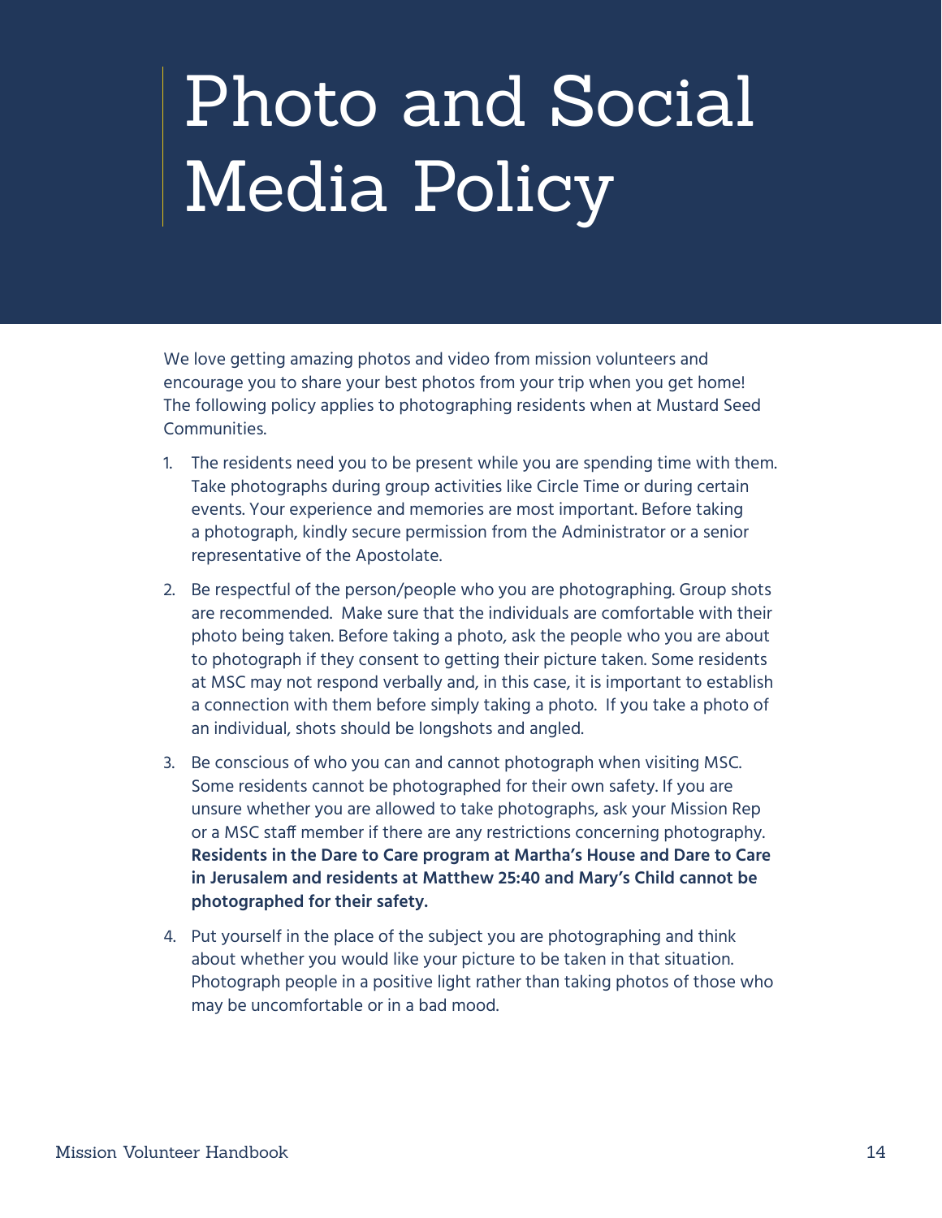# Photo and Social Media Policy

We love getting amazing photos and video from mission volunteers and encourage you to share your best photos from your trip when you get home! The following policy applies to photographing residents when at Mustard Seed Communities.

1. The residents need you to be present while you are spending time with them. Take photographs during group activities like Circle Time or during certain events. Your experience and memories are most important. Before taking a photograph, kindly secure permission from the Administrator or a senior representative of the Apostolate.

2. Be respectful of the person/people who you are photographing. Group shots are recommended. Make sure that the individuals are comfortable with their photo being taken. Before taking a photo, ask the people who you are about to photograph if they consent to getting their picture taken. Some residents at MSC may not respond verbally and, in this case, it is important to establish a connection with them before simply taking a photo. If you take a photo of an individual, shots should be longshots and angled.

3. Be conscious of who you can and cannot photograph when visiting MSC. Some residents cannot be photographed for their own safety. If you are unsure whether you are allowed to take photographs, ask your Mission Rep or a MSC staff member if there are any restrictions concerning photography. **Residents in the Dare to Care program at Martha's House and Dare to Care in Jerusalem and residents at Matthew 25:40 and Mary's Child cannot be photographed for their safety.**

4. Put yourself in the place of the subject you are photographing and think about whether you would like your picture to be taken in that situation. Photograph people in a positive light rather than taking photos of those who may be uncomfortable or in a bad mood.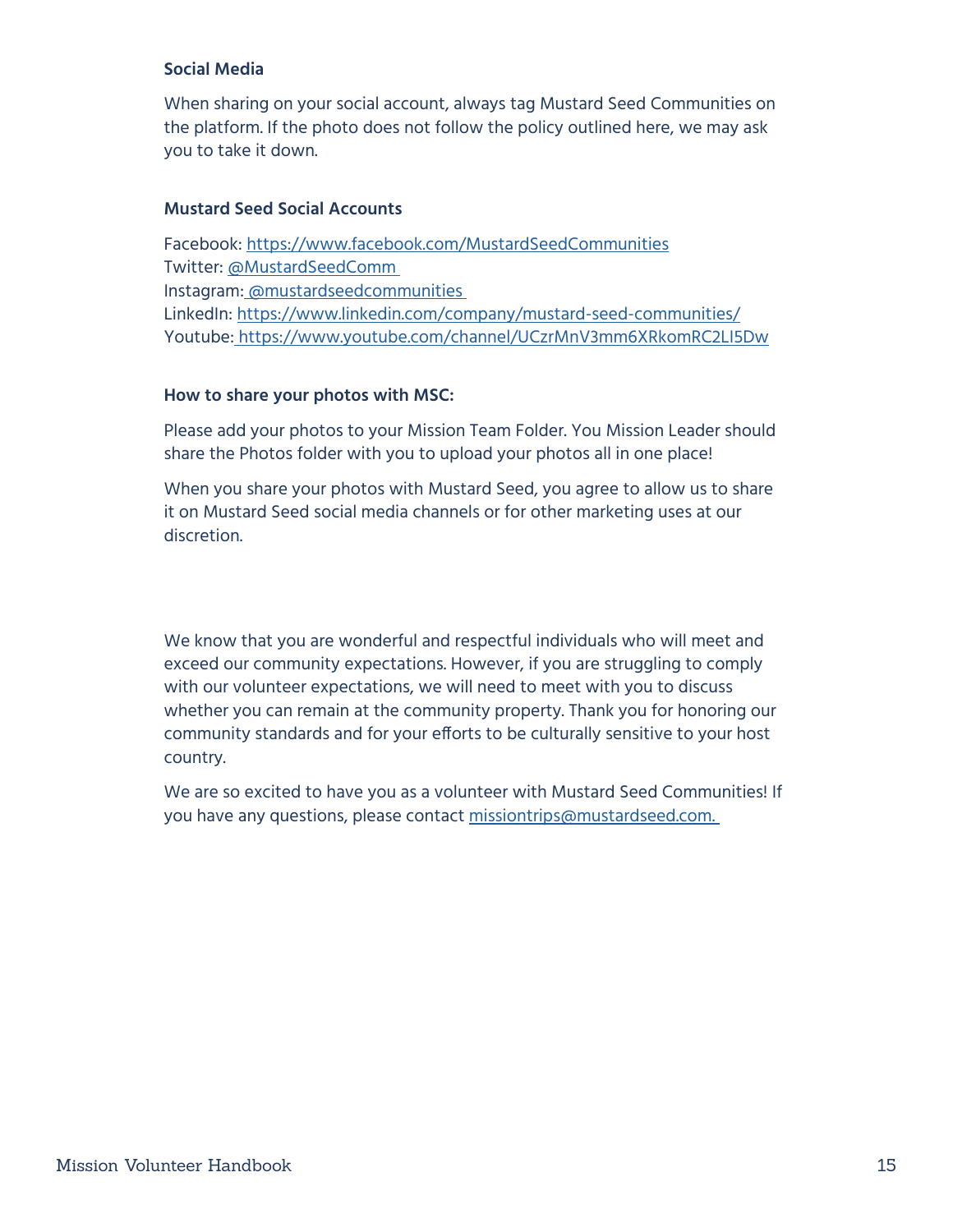### Social Media

When sharing on your social account, always tag Mustard Seed Communities on the platform. If the photo does not follow the policy outlined here, we may ask you to take it down.

### Mustard Seed Social Accounts

Facebook: https://www.facebook.com/MustardSeedCommunities
Twitter: @MustardSeedComm
Instagram: @mustardseedcommunities
LinkedIn: https://www.linkedin.com/company/mustard-seed-communities/
Youtube: https://www.youtube.com/channel/UCzrMnV3mm6XRkomRC2LI5Dw

### How to share your photos with MSC:

Please add your photos to your Mission Team Folder. You Mission Leader should share the Photos folder with you to upload your photos all in one place!

When you share your photos with Mustard Seed, you agree to allow us to share it on Mustard Seed social media channels or for other marketing uses at our discretion.

We know that you are wonderful and respectful individuals who will meet and exceed our community expectations. However, if you are struggling to comply with our volunteer expectations, we will need to meet with you to discuss whether you can remain at the community property. Thank you for honoring our community standards and for your efforts to be culturally sensitive to your host country.

We are so excited to have you as a volunteer with Mustard Seed Communities! If you have any questions, please contact missiontrips@mustardseed.com.